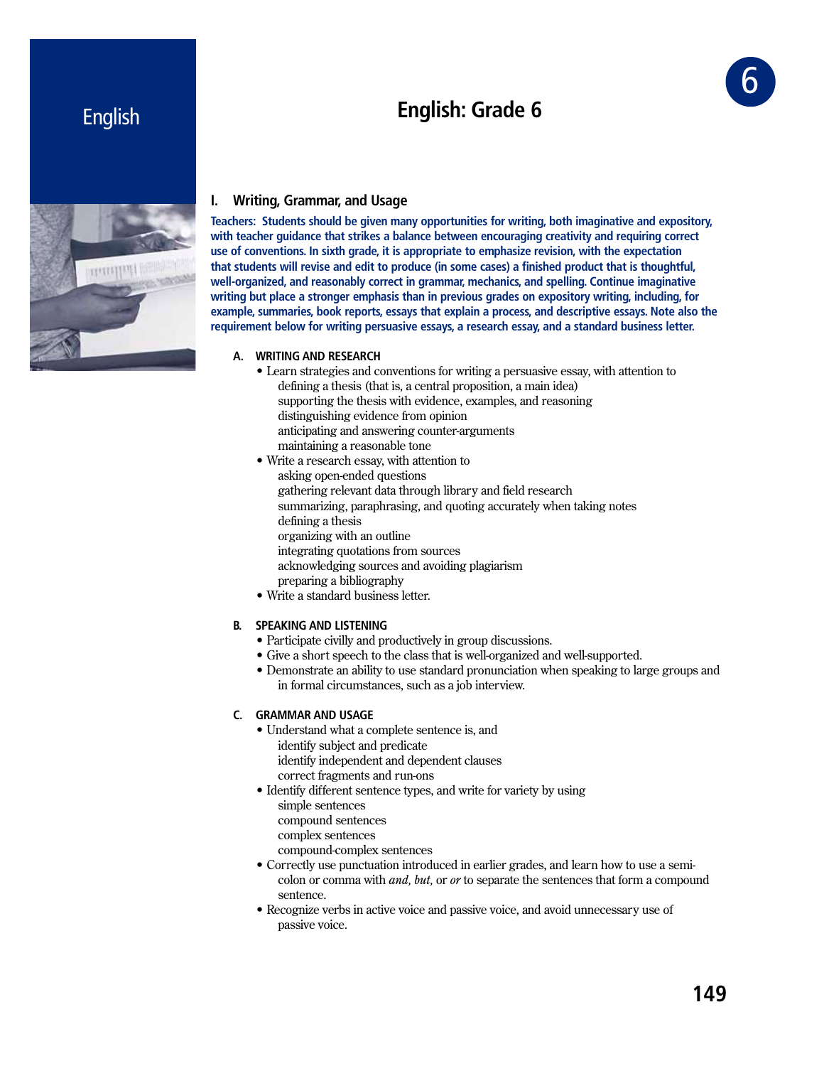# English: Grade 6

## I. Writing, Grammar, and Usage

**Teachers: Students should be given many opportunities for writing, both imaginative and expository, with teacher guidance that strikes a balance between encouraging creativity and requiring correct use of conventions. In sixth grade, it is appropriate to emphasize revision, with the expectation that students will revise and edit to produce (in some cases) a finished product that is thoughtful, well-organized, and reasonably correct in grammar, mechanics, and spelling. Continue imaginative writing but place a stronger emphasis than in previous grades on expository writing, including, for example, summaries, book reports, essays that explain a process, and descriptive essays. Note also the requirement below for writing persuasive essays, a research essay, and a standard business letter.**

### A. WRITING AND RESEARCH

- Learn strategies and conventions for writing a persuasive essay, with attention to
  - defining a thesis (that is, a central proposition, a main idea)
  - supporting the thesis with evidence, examples, and reasoning
  - distinguishing evidence from opinion
  - anticipating and answering counter-arguments
  - maintaining a reasonable tone
- Write a research essay, with attention to
  - asking open-ended questions
  - gathering relevant data through library and field research
  - summarizing, paraphrasing, and quoting accurately when taking notes
  - defining a thesis
  - organizing with an outline
  - integrating quotations from sources
  - acknowledging sources and avoiding plagiarism
  - preparing a bibliography
- Write a standard business letter.

### B. SPEAKING AND LISTENING

- Participate civilly and productively in group discussions.
- Give a short speech to the class that is well-organized and well-supported.
- Demonstrate an ability to use standard pronunciation when speaking to large groups and in formal circumstances, such as a job interview.

### C. GRAMMAR AND USAGE

- Understand what a complete sentence is, and
  - identify subject and predicate
  - identify independent and dependent clauses
  - correct fragments and run-ons
- Identify different sentence types, and write for variety by using
  - simple sentences
  - compound sentences
  - complex sentences
  - compound-complex sentences
- Correctly use punctuation introduced in earlier grades, and learn how to use a semi-colon or comma with *and, but,* or *or* to separate the sentences that form a compound sentence.
- Recognize verbs in active voice and passive voice, and avoid unnecessary use of passive voice.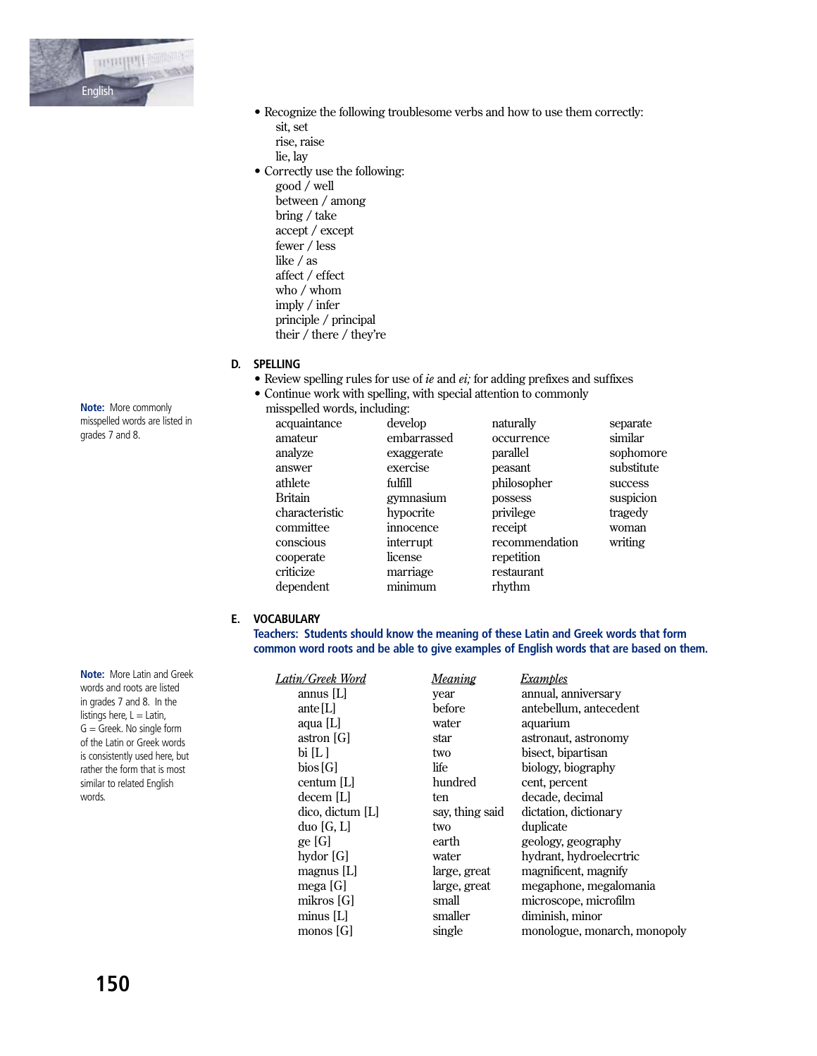- Recognize the following troublesome verbs and how to use them correctly:
  - sit, set
  - rise, raise
  - lie, lay
- Correctly use the following:
  - good / well
  - between / among
  - bring / take
  - accept / except
  - fewer / less
  - like / as
  - affect / effect
  - who / whom
  - imply / infer
  - principle / principal
  - their / there / they're

### D. SPELLING

- Review spelling rules for use of *ie* and *ei;* for adding prefixes and suffixes
- Continue work with spelling, with special attention to commonly misspelled words, including:

**Note:** More commonly misspelled words are listed in grades 7 and 8.

| | | | |
|---|---|---|---|
| acquaintance | develop | naturally | separate |
| amateur | embarrassed | occurrence | similar |
| analyze | exaggerate | parallel | sophomore |
| answer | exercise | peasant | substitute |
| athlete | fulfill | philosopher | success |
| Britain | gymnasium | possess | suspicion |
| characteristic | hypocrite | privilege | tragedy |
| committee | innocence | receipt | woman |
| conscious | interrupt | recommendation | writing |
| cooperate | license | repetition | |
| criticize | marriage | restaurant | |
| dependent | minimum | rhythm | |

### E. VOCABULARY

**Teachers: Students should know the meaning of these Latin and Greek words that form common word roots and be able to give examples of English words that are based on them.**

**Note:** More Latin and Greek words and roots are listed in grades 7 and 8. In the listings here, L = Latin, G = Greek. No single form of the Latin or Greek words is consistently used here, but rather the form that is most similar to related English words.

| Latin/Greek Word | Meaning | Examples |
|---|---|---|
| annus [L] | year | annual, anniversary |
| ante [L] | before | antebellum, antecedent |
| aqua [L] | water | aquarium |
| astron [G] | star | astronaut, astronomy |
| bi [L ] | two | bisect, bipartisan |
| bios [G] | life | biology, biography |
| centum [L] | hundred | cent, percent |
| decem [L] | ten | decade, decimal |
| dico, dictum [L] | say, thing said | dictation, dictionary |
| duo [G, L] | two | duplicate |
| ge [G] | earth | geology, geography |
| hydor [G] | water | hydrant, hydroelecrtric |
| magnus [L] | large, great | magnificent, magnify |
| mega [G] | large, great | megaphone, megalomania |
| mikros [G] | small | microscope, microfilm |
| minus [L] | smaller | diminish, minor |
| monos [G] | single | monologue, monarch, monopoly |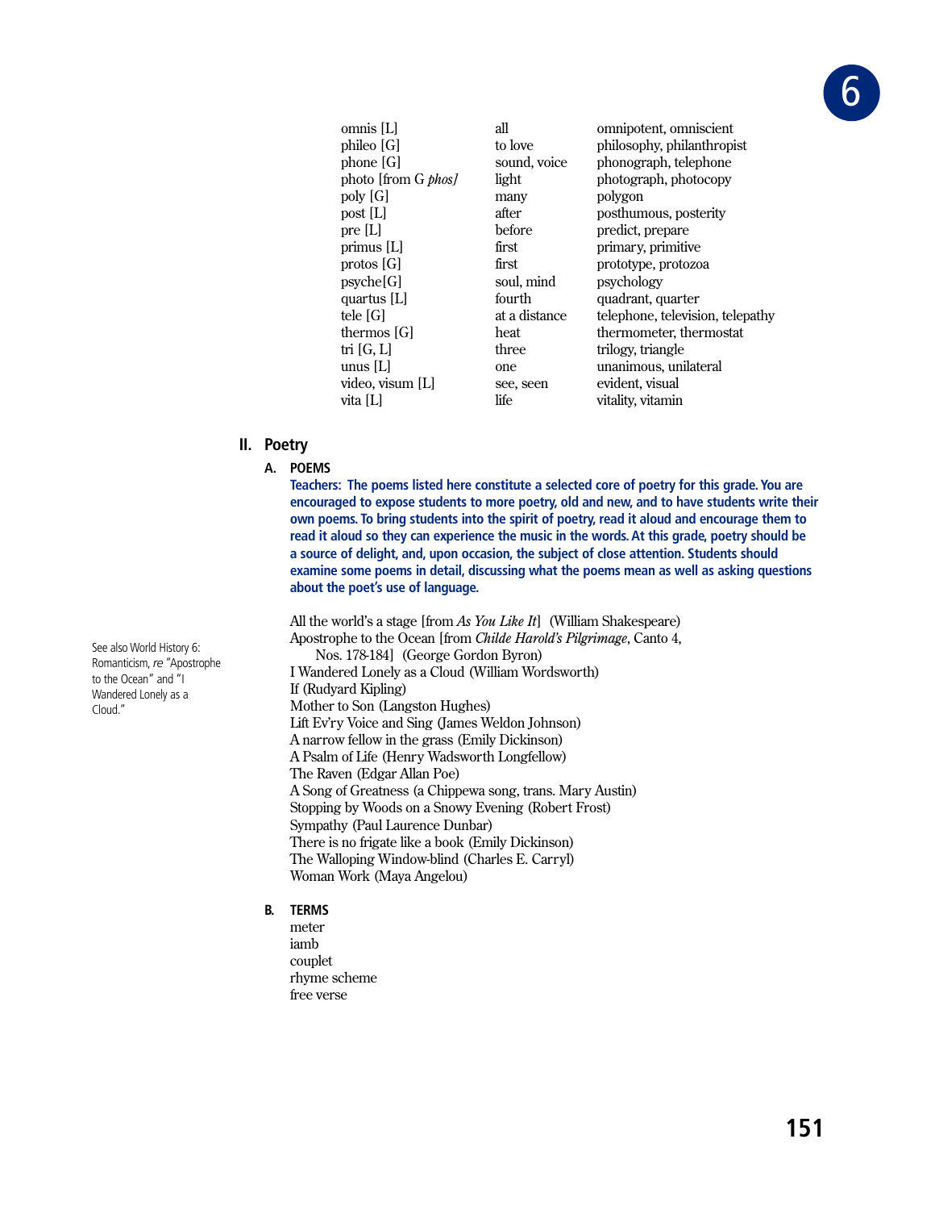| | | |
|---|---|---|
| omnis [L] | all | omnipotent, omniscient |
| phileo [G] | to love | philosophy, philanthropist |
| phone [G] | sound, voice | phonograph, telephone |
| photo [from G *phos]* | light | photograph, photocopy |
| poly [G] | many | polygon |
| post [L] | after | posthumous, posterity |
| pre [L] | before | predict, prepare |
| primus [L] | first | primary, primitive |
| protos [G] | first | prototype, protozoa |
| psyche[G] | soul, mind | psychology |
| quartus [L] | fourth | quadrant, quarter |
| tele [G] | at a distance | telephone, television, telepathy |
| thermos [G] | heat | thermometer, thermostat |
| tri [G, L] | three | trilogy, triangle |
| unus [L] | one | unanimous, unilateral |
| video, visum [L] | see, seen | evident, visual |
| vita [L] | life | vitality, vitamin |

## II. Poetry

### A. POEMS

**Teachers: The poems listed here constitute a selected core of poetry for this grade. You are encouraged to expose students to more poetry, old and new, and to have students write their own poems. To bring students into the spirit of poetry, read it aloud and encourage them to read it aloud so they can experience the music in the words. At this grade, poetry should be a source of delight, and, upon occasion, the subject of close attention. Students should examine some poems in detail, discussing what the poems mean as well as asking questions about the poet's use of language.**

See also World History 6: Romanticism, *re* "Apostrophe to the Ocean" and "I Wandered Lonely as a Cloud."

All the world's a stage [from *As You Like It*] (William Shakespeare)
Apostrophe to the Ocean [from *Childe Harold's Pilgrimage*, Canto 4, Nos. 178-184] (George Gordon Byron)
I Wandered Lonely as a Cloud (William Wordsworth)
If (Rudyard Kipling)
Mother to Son (Langston Hughes)
Lift Ev'ry Voice and Sing (James Weldon Johnson)
A narrow fellow in the grass (Emily Dickinson)
A Psalm of Life (Henry Wadsworth Longfellow)
The Raven (Edgar Allan Poe)
A Song of Greatness (a Chippewa song, trans. Mary Austin)
Stopping by Woods on a Snowy Evening (Robert Frost)
Sympathy (Paul Laurence Dunbar)
There is no frigate like a book (Emily Dickinson)
The Walloping Window-blind (Charles E. Carryl)
Woman Work (Maya Angelou)

### B. TERMS

meter
iamb
couplet
rhyme scheme
free verse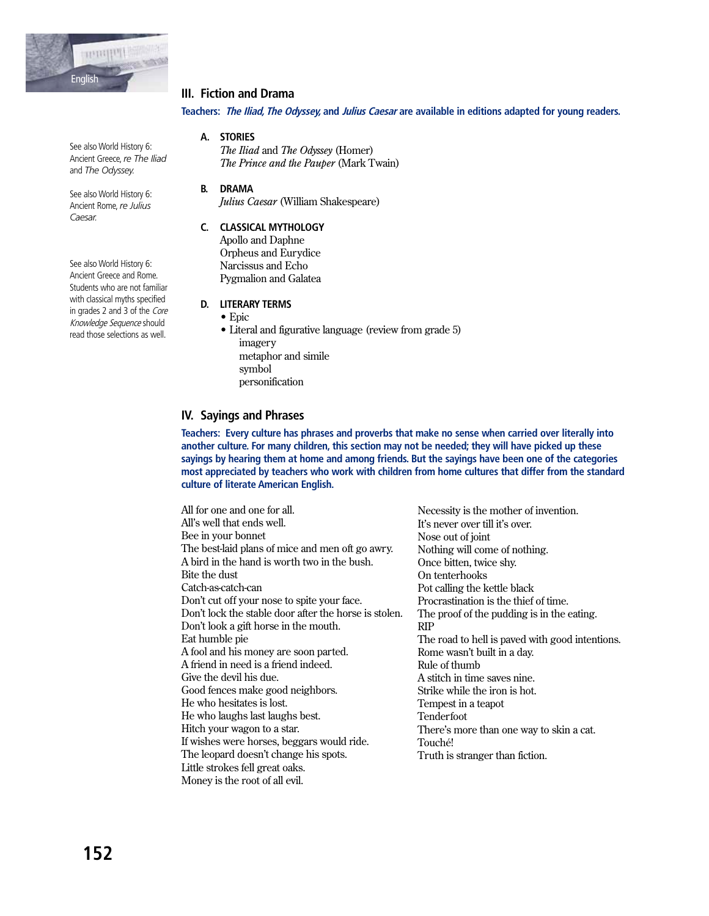## III. Fiction and Drama

**Teachers: *The Iliad, The Odyssey,* and *Julius Caesar* are available in editions adapted for young readers.**

See also World History 6: Ancient Greece, *re The Iliad* and *The Odyssey.*

See also World History 6: Ancient Rome, *re Julius Caesar.*

See also World History 6: Ancient Greece and Rome. Students who are not familiar with classical myths specified in grades 2 and 3 of the *Core Knowledge Sequence* should read those selections as well.

**A. STORIES**

*The Iliad* and *The Odyssey* (Homer)
*The Prince and the Pauper* (Mark Twain)

**B. DRAMA**

*Julius Caesar* (William Shakespeare)

**C. CLASSICAL MYTHOLOGY**

Apollo and Daphne
Orpheus and Eurydice
Narcissus and Echo
Pygmalion and Galatea

**D. LITERARY TERMS**

- Epic
- Literal and figurative language (review from grade 5)
  - imagery
  - metaphor and simile
  - symbol
  - personification

## IV. Sayings and Phrases

**Teachers: Every culture has phrases and proverbs that make no sense when carried over literally into another culture. For many children, this section may not be needed; they will have picked up these sayings by hearing them at home and among friends. But the sayings have been one of the categories most appreciated by teachers who work with children from home cultures that differ from the standard culture of literate American English.**

All for one and one for all.
All's well that ends well.
Bee in your bonnet
The best-laid plans of mice and men oft go awry.
A bird in the hand is worth two in the bush.
Bite the dust
Catch-as-catch-can
Don't cut off your nose to spite your face.
Don't lock the stable door after the horse is stolen.
Don't look a gift horse in the mouth.
Eat humble pie
A fool and his money are soon parted.
A friend in need is a friend indeed.
Give the devil his due.
Good fences make good neighbors.
He who hesitates is lost.
He who laughs last laughs best.
Hitch your wagon to a star.
If wishes were horses, beggars would ride.
The leopard doesn't change his spots.
Little strokes fell great oaks.
Money is the root of all evil.
Necessity is the mother of invention.
It's never over till it's over.
Nose out of joint
Nothing will come of nothing.
Once bitten, twice shy.
On tenterhooks
Pot calling the kettle black
Procrastination is the thief of time.
The proof of the pudding is in the eating.
RIP
The road to hell is paved with good intentions.
Rome wasn't built in a day.
Rule of thumb
A stitch in time saves nine.
Strike while the iron is hot.
Tempest in a teapot
Tenderfoot
There's more than one way to skin a cat.
Touché!
Truth is stranger than fiction.